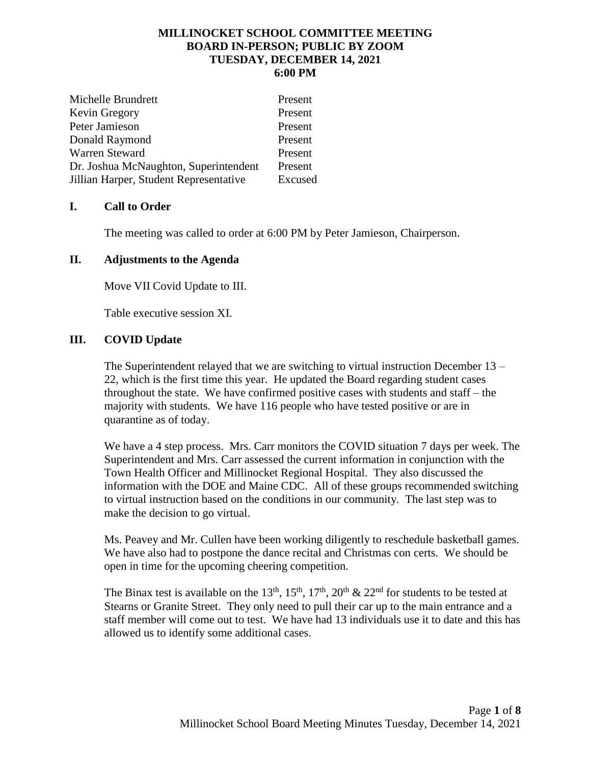**MILLINOCKET SCHOOL COMMITTEE MEETING**
**BOARD IN-PERSON; PUBLIC BY ZOOM**
**TUESDAY, DECEMBER 14, 2021**
**6:00 PM**

| | |
|---|---|
| Michelle Brundrett | Present |
| Kevin Gregory | Present |
| Peter Jamieson | Present |
| Donald Raymond | Present |
| Warren Steward | Present |
| Dr. Joshua McNaughton, Superintendent | Present |
| Jillian Harper, Student Representative | Excused |

## I. Call to Order

The meeting was called to order at 6:00 PM by Peter Jamieson, Chairperson.

## II. Adjustments to the Agenda

Move VII Covid Update to III.

Table executive session XI.

## III. COVID Update

The Superintendent relayed that we are switching to virtual instruction December 13 – 22, which is the first time this year. He updated the Board regarding student cases throughout the state. We have confirmed positive cases with students and staff – the majority with students. We have 116 people who have tested positive or are in quarantine as of today.

We have a 4 step process. Mrs. Carr monitors the COVID situation 7 days per week. The Superintendent and Mrs. Carr assessed the current information in conjunction with the Town Health Officer and Millinocket Regional Hospital. They also discussed the information with the DOE and Maine CDC. All of these groups recommended switching to virtual instruction based on the conditions in our community. The last step was to make the decision to go virtual.

Ms. Peavey and Mr. Cullen have been working diligently to reschedule basketball games. We have also had to postpone the dance recital and Christmas con certs. We should be open in time for the upcoming cheering competition.

The Binax test is available on the 13th, 15th, 17th, 20th & 22nd for students to be tested at Stearns or Granite Street. They only need to pull their car up to the main entrance and a staff member will come out to test. We have had 13 individuals use it to date and this has allowed us to identify some additional cases.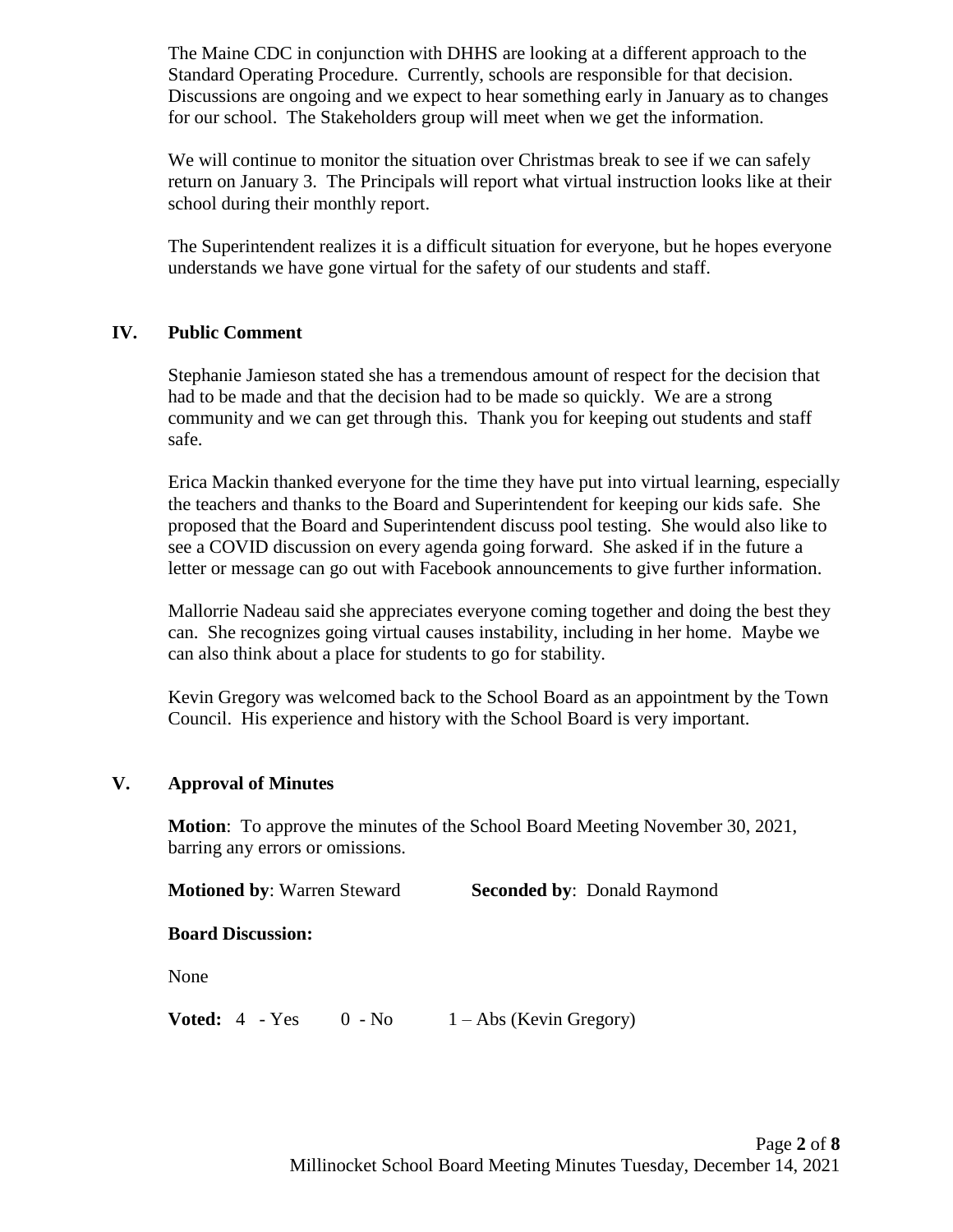The Maine CDC in conjunction with DHHS are looking at a different approach to the Standard Operating Procedure. Currently, schools are responsible for that decision. Discussions are ongoing and we expect to hear something early in January as to changes for our school. The Stakeholders group will meet when we get the information.

We will continue to monitor the situation over Christmas break to see if we can safely return on January 3. The Principals will report what virtual instruction looks like at their school during their monthly report.

The Superintendent realizes it is a difficult situation for everyone, but he hopes everyone understands we have gone virtual for the safety of our students and staff.

## IV. Public Comment

Stephanie Jamieson stated she has a tremendous amount of respect for the decision that had to be made and that the decision had to be made so quickly. We are a strong community and we can get through this. Thank you for keeping out students and staff safe.

Erica Mackin thanked everyone for the time they have put into virtual learning, especially the teachers and thanks to the Board and Superintendent for keeping our kids safe. She proposed that the Board and Superintendent discuss pool testing. She would also like to see a COVID discussion on every agenda going forward. She asked if in the future a letter or message can go out with Facebook announcements to give further information.

Mallorrie Nadeau said she appreciates everyone coming together and doing the best they can. She recognizes going virtual causes instability, including in her home. Maybe we can also think about a place for students to go for stability.

Kevin Gregory was welcomed back to the School Board as an appointment by the Town Council. His experience and history with the School Board is very important.

## V. Approval of Minutes

**Motion**: To approve the minutes of the School Board Meeting November 30, 2021, barring any errors or omissions.

**Motioned by**: Warren Steward **Seconded by**: Donald Raymond

**Board Discussion:**

None

**Voted:** 4 - Yes 0 - No 1 – Abs (Kevin Gregory)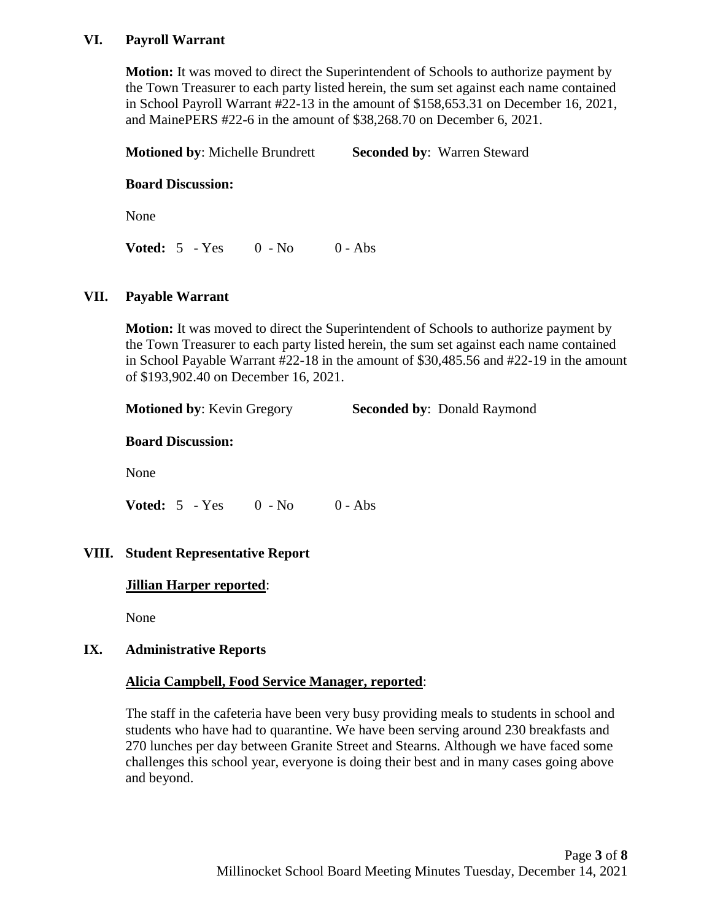## VI. Payroll Warrant

**Motion:** It was moved to direct the Superintendent of Schools to authorize payment by the Town Treasurer to each party listed herein, the sum set against each name contained in School Payroll Warrant #22-13 in the amount of $158,653.31 on December 16, 2021, and MainePERS #22-6 in the amount of $38,268.70 on December 6, 2021.

**Motioned by**: Michelle Brundrett **Seconded by**: Warren Steward

**Board Discussion:**

None

**Voted:** 5 - Yes 0 - No 0 - Abs

## VII. Payable Warrant

**Motion:** It was moved to direct the Superintendent of Schools to authorize payment by the Town Treasurer to each party listed herein, the sum set against each name contained in School Payable Warrant #22-18 in the amount of $30,485.56 and #22-19 in the amount of $193,902.40 on December 16, 2021.

**Motioned by**: Kevin Gregory **Seconded by**: Donald Raymond

**Board Discussion:**

None

**Voted:** 5 - Yes 0 - No 0 - Abs

## VIII. Student Representative Report

**Jillian Harper reported**:

None

## IX. Administrative Reports

**Alicia Campbell, Food Service Manager, reported**:

The staff in the cafeteria have been very busy providing meals to students in school and students who have had to quarantine. We have been serving around 230 breakfasts and 270 lunches per day between Granite Street and Stearns. Although we have faced some challenges this school year, everyone is doing their best and in many cases going above and beyond.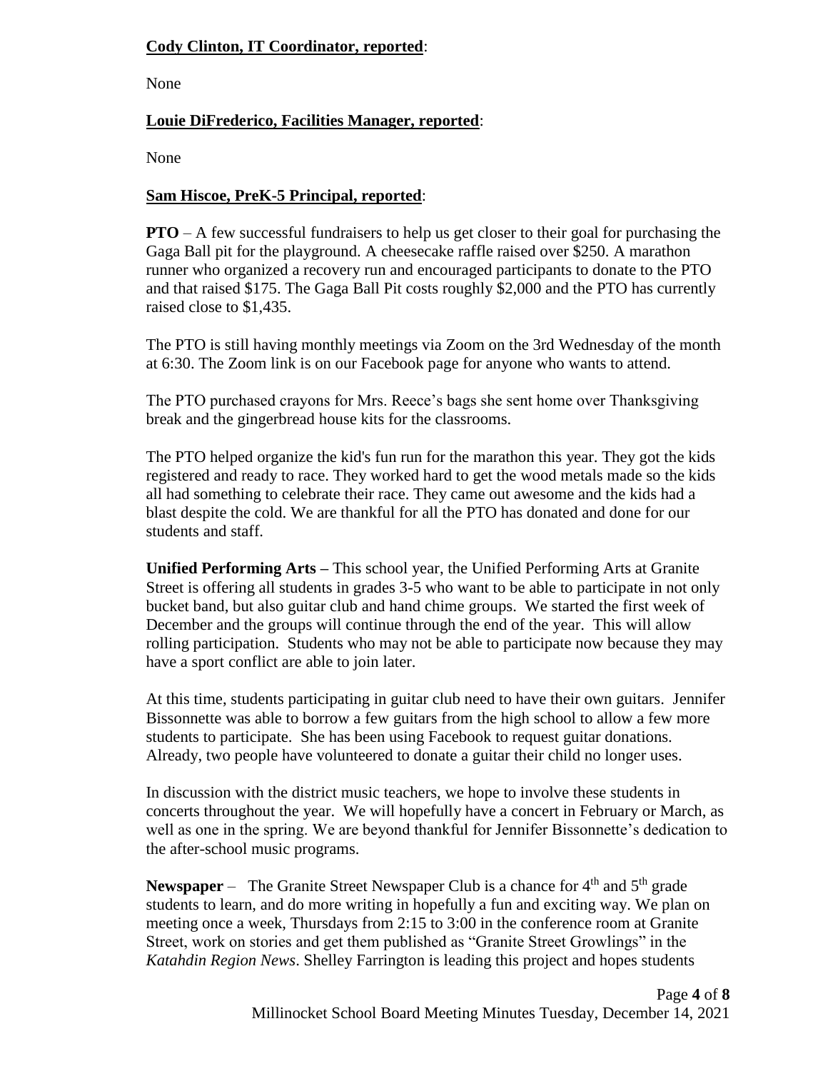**<u>Cody Clinton, IT Coordinator, reported</u>**:

None

**<u>Louie DiFrederico, Facilities Manager, reported</u>**:

None

**<u>Sam Hiscoe, PreK-5 Principal, reported</u>**:

**PTO** – A few successful fundraisers to help us get closer to their goal for purchasing the Gaga Ball pit for the playground. A cheesecake raffle raised over $250. A marathon runner who organized a recovery run and encouraged participants to donate to the PTO and that raised $175. The Gaga Ball Pit costs roughly $2,000 and the PTO has currently raised close to $1,435.

The PTO is still having monthly meetings via Zoom on the 3rd Wednesday of the month at 6:30. The Zoom link is on our Facebook page for anyone who wants to attend.

The PTO purchased crayons for Mrs. Reece's bags she sent home over Thanksgiving break and the gingerbread house kits for the classrooms.

The PTO helped organize the kid's fun run for the marathon this year. They got the kids registered and ready to race. They worked hard to get the wood metals made so the kids all had something to celebrate their race. They came out awesome and the kids had a blast despite the cold. We are thankful for all the PTO has donated and done for our students and staff.

**Unified Performing Arts –** This school year, the Unified Performing Arts at Granite Street is offering all students in grades 3-5 who want to be able to participate in not only bucket band, but also guitar club and hand chime groups. We started the first week of December and the groups will continue through the end of the year. This will allow rolling participation. Students who may not be able to participate now because they may have a sport conflict are able to join later.

At this time, students participating in guitar club need to have their own guitars. Jennifer Bissonnette was able to borrow a few guitars from the high school to allow a few more students to participate. She has been using Facebook to request guitar donations. Already, two people have volunteered to donate a guitar their child no longer uses.

In discussion with the district music teachers, we hope to involve these students in concerts throughout the year. We will hopefully have a concert in February or March, as well as one in the spring. We are beyond thankful for Jennifer Bissonnette's dedication to the after-school music programs.

**Newspaper** – The Granite Street Newspaper Club is a chance for 4th and 5th grade students to learn, and do more writing in hopefully a fun and exciting way. We plan on meeting once a week, Thursdays from 2:15 to 3:00 in the conference room at Granite Street, work on stories and get them published as "Granite Street Growlings" in the *Katahdin Region News*. Shelley Farrington is leading this project and hopes students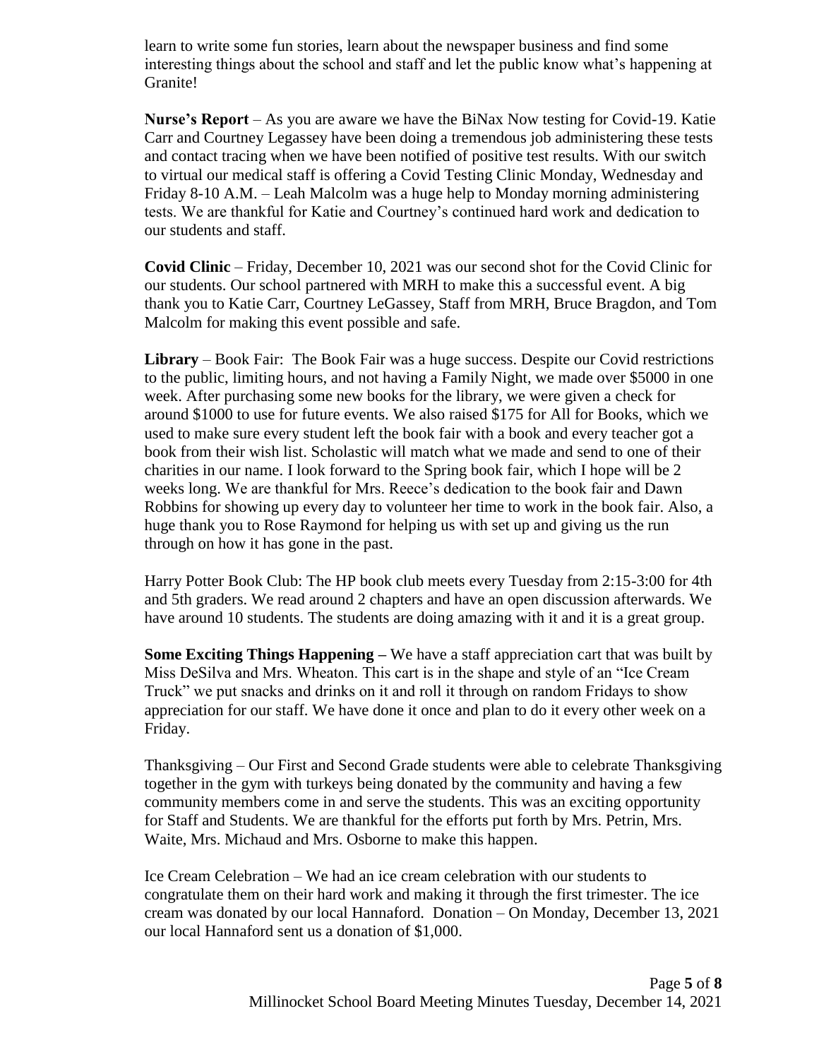learn to write some fun stories, learn about the newspaper business and find some interesting things about the school and staff and let the public know what's happening at Granite!

**Nurse's Report** – As you are aware we have the BiNax Now testing for Covid-19. Katie Carr and Courtney Legassey have been doing a tremendous job administering these tests and contact tracing when we have been notified of positive test results. With our switch to virtual our medical staff is offering a Covid Testing Clinic Monday, Wednesday and Friday 8-10 A.M. – Leah Malcolm was a huge help to Monday morning administering tests. We are thankful for Katie and Courtney's continued hard work and dedication to our students and staff.

**Covid Clinic** – Friday, December 10, 2021 was our second shot for the Covid Clinic for our students. Our school partnered with MRH to make this a successful event. A big thank you to Katie Carr, Courtney LeGassey, Staff from MRH, Bruce Bragdon, and Tom Malcolm for making this event possible and safe.

**Library** – Book Fair: The Book Fair was a huge success. Despite our Covid restrictions to the public, limiting hours, and not having a Family Night, we made over $5000 in one week. After purchasing some new books for the library, we were given a check for around $1000 to use for future events. We also raised $175 for All for Books, which we used to make sure every student left the book fair with a book and every teacher got a book from their wish list. Scholastic will match what we made and send to one of their charities in our name. I look forward to the Spring book fair, which I hope will be 2 weeks long. We are thankful for Mrs. Reece's dedication to the book fair and Dawn Robbins for showing up every day to volunteer her time to work in the book fair. Also, a huge thank you to Rose Raymond for helping us with set up and giving us the run through on how it has gone in the past.

Harry Potter Book Club: The HP book club meets every Tuesday from 2:15-3:00 for 4th and 5th graders. We read around 2 chapters and have an open discussion afterwards. We have around 10 students. The students are doing amazing with it and it is a great group.

**Some Exciting Things Happening –** We have a staff appreciation cart that was built by Miss DeSilva and Mrs. Wheaton. This cart is in the shape and style of an "Ice Cream Truck" we put snacks and drinks on it and roll it through on random Fridays to show appreciation for our staff. We have done it once and plan to do it every other week on a Friday.

Thanksgiving – Our First and Second Grade students were able to celebrate Thanksgiving together in the gym with turkeys being donated by the community and having a few community members come in and serve the students. This was an exciting opportunity for Staff and Students. We are thankful for the efforts put forth by Mrs. Petrin, Mrs. Waite, Mrs. Michaud and Mrs. Osborne to make this happen.

Ice Cream Celebration – We had an ice cream celebration with our students to congratulate them on their hard work and making it through the first trimester. The ice cream was donated by our local Hannaford. Donation – On Monday, December 13, 2021 our local Hannaford sent us a donation of $1,000.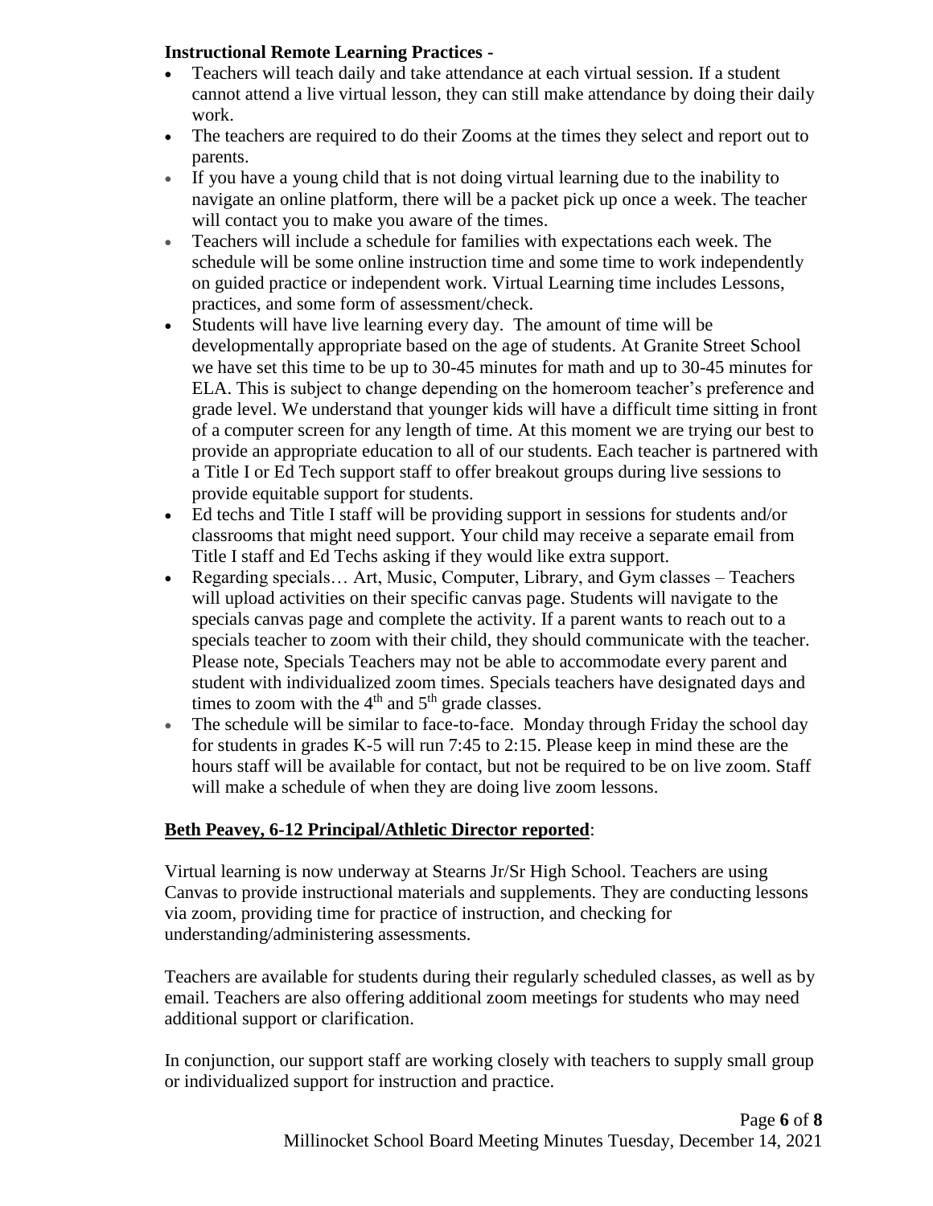**Instructional Remote Learning Practices -**

- Teachers will teach daily and take attendance at each virtual session. If a student cannot attend a live virtual lesson, they can still make attendance by doing their daily work.
- The teachers are required to do their Zooms at the times they select and report out to parents.
- If you have a young child that is not doing virtual learning due to the inability to navigate an online platform, there will be a packet pick up once a week. The teacher will contact you to make you aware of the times.
- Teachers will include a schedule for families with expectations each week. The schedule will be some online instruction time and some time to work independently on guided practice or independent work. Virtual Learning time includes Lessons, practices, and some form of assessment/check.
- Students will have live learning every day. The amount of time will be developmentally appropriate based on the age of students. At Granite Street School we have set this time to be up to 30-45 minutes for math and up to 30-45 minutes for ELA. This is subject to change depending on the homeroom teacher's preference and grade level. We understand that younger kids will have a difficult time sitting in front of a computer screen for any length of time. At this moment we are trying our best to provide an appropriate education to all of our students. Each teacher is partnered with a Title I or Ed Tech support staff to offer breakout groups during live sessions to provide equitable support for students.
- Ed techs and Title I staff will be providing support in sessions for students and/or classrooms that might need support. Your child may receive a separate email from Title I staff and Ed Techs asking if they would like extra support.
- Regarding specials… Art, Music, Computer, Library, and Gym classes – Teachers will upload activities on their specific canvas page. Students will navigate to the specials canvas page and complete the activity. If a parent wants to reach out to a specials teacher to zoom with their child, they should communicate with the teacher. Please note, Specials Teachers may not be able to accommodate every parent and student with individualized zoom times. Specials teachers have designated days and times to zoom with the 4th and 5th grade classes.
- The schedule will be similar to face-to-face. Monday through Friday the school day for students in grades K-5 will run 7:45 to 2:15. Please keep in mind these are the hours staff will be available for contact, but not be required to be on live zoom. Staff will make a schedule of when they are doing live zoom lessons.

**Beth Peavey, 6-12 Principal/Athletic Director reported**:

Virtual learning is now underway at Stearns Jr/Sr High School. Teachers are using Canvas to provide instructional materials and supplements. They are conducting lessons via zoom, providing time for practice of instruction, and checking for understanding/administering assessments.

Teachers are available for students during their regularly scheduled classes, as well as by email. Teachers are also offering additional zoom meetings for students who may need additional support or clarification.

In conjunction, our support staff are working closely with teachers to supply small group or individualized support for instruction and practice.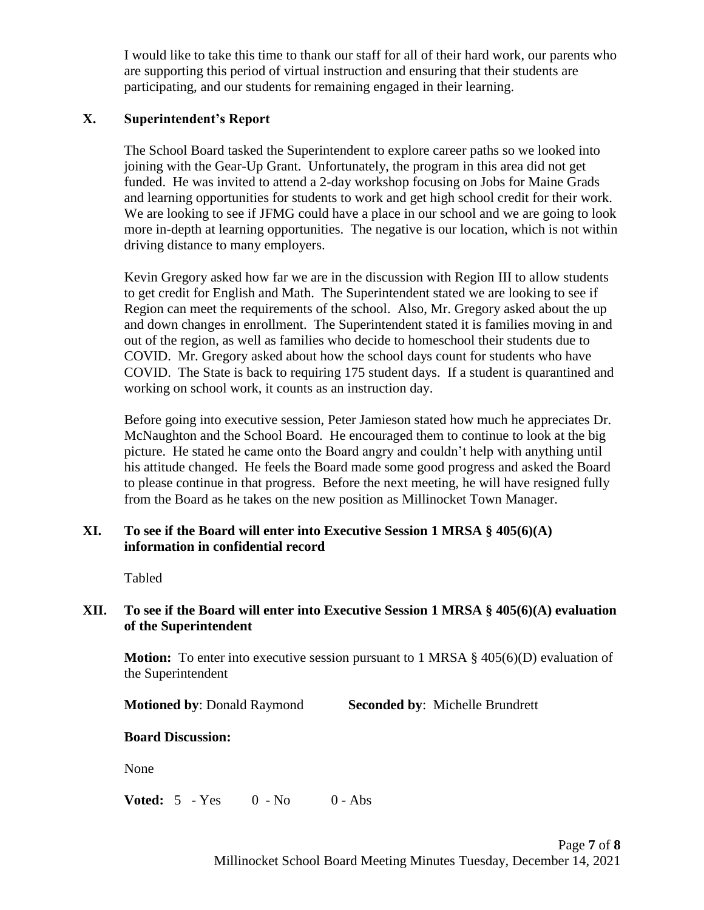I would like to take this time to thank our staff for all of their hard work, our parents who are supporting this period of virtual instruction and ensuring that their students are participating, and our students for remaining engaged in their learning.

## X. Superintendent's Report

The School Board tasked the Superintendent to explore career paths so we looked into joining with the Gear-Up Grant. Unfortunately, the program in this area did not get funded. He was invited to attend a 2-day workshop focusing on Jobs for Maine Grads and learning opportunities for students to work and get high school credit for their work. We are looking to see if JFMG could have a place in our school and we are going to look more in-depth at learning opportunities. The negative is our location, which is not within driving distance to many employers.

Kevin Gregory asked how far we are in the discussion with Region III to allow students to get credit for English and Math. The Superintendent stated we are looking to see if Region can meet the requirements of the school. Also, Mr. Gregory asked about the up and down changes in enrollment. The Superintendent stated it is families moving in and out of the region, as well as families who decide to homeschool their students due to COVID. Mr. Gregory asked about how the school days count for students who have COVID. The State is back to requiring 175 student days. If a student is quarantined and working on school work, it counts as an instruction day.

Before going into executive session, Peter Jamieson stated how much he appreciates Dr. McNaughton and the School Board. He encouraged them to continue to look at the big picture. He stated he came onto the Board angry and couldn't help with anything until his attitude changed. He feels the Board made some good progress and asked the Board to please continue in that progress. Before the next meeting, he will have resigned fully from the Board as he takes on the new position as Millinocket Town Manager.

## XI. To see if the Board will enter into Executive Session 1 MRSA § 405(6)(A) information in confidential record

Tabled

## XII. To see if the Board will enter into Executive Session 1 MRSA § 405(6)(A) evaluation of the Superintendent

**Motion:** To enter into executive session pursuant to 1 MRSA § 405(6)(D) evaluation of the Superintendent

**Motioned by**: Donald Raymond **Seconded by**: Michelle Brundrett

**Board Discussion:**

None

**Voted:** 5 - Yes 0 - No 0 - Abs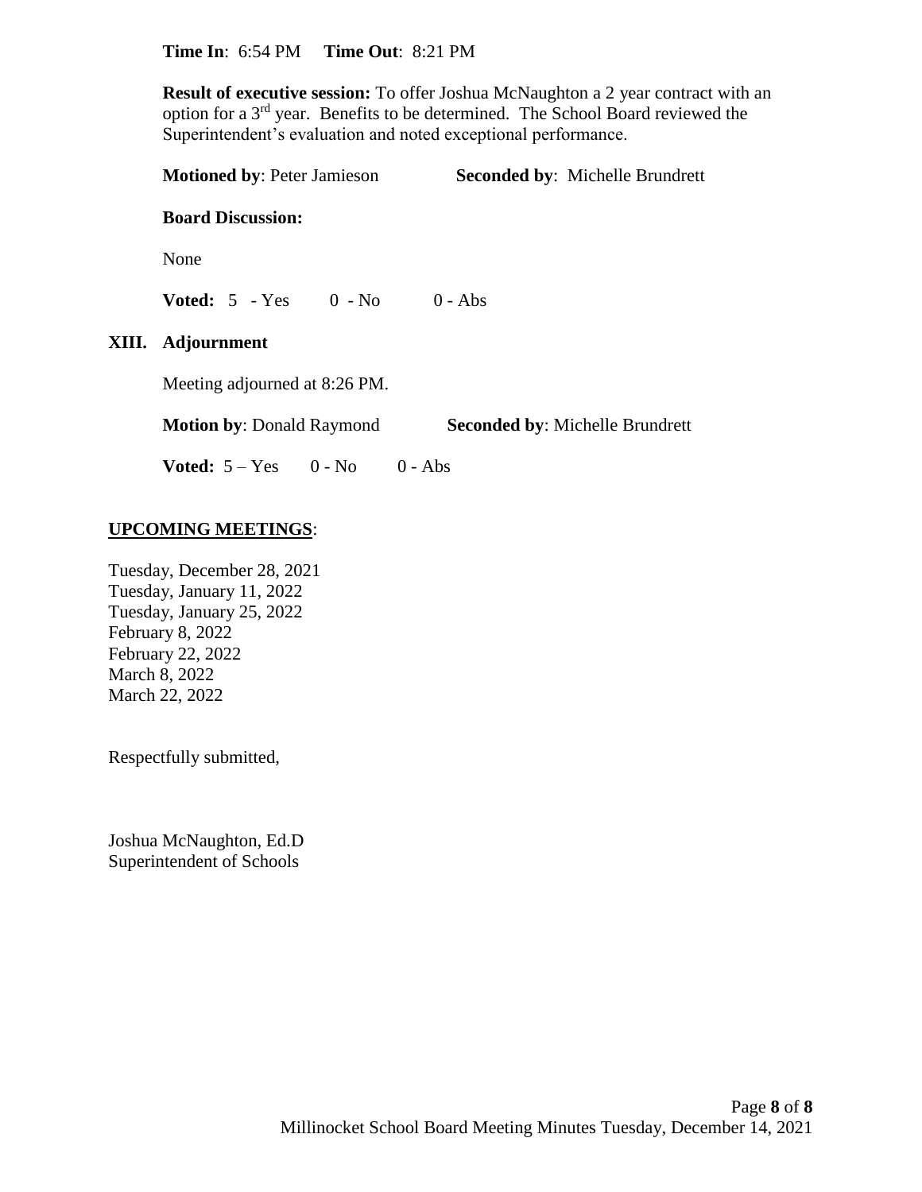**Time In**: 6:54 PM **Time Out**: 8:21 PM

**Result of executive session:** To offer Joshua McNaughton a 2 year contract with an option for a 3rd year. Benefits to be determined. The School Board reviewed the Superintendent's evaluation and noted exceptional performance.

**Motioned by**: Peter Jamieson **Seconded by**: Michelle Brundrett

**Board Discussion:**

None

**Voted:** 5 - Yes 0 - No 0 - Abs

## XIII. Adjournment

Meeting adjourned at 8:26 PM.

**Motion by**: Donald Raymond **Seconded by**: Michelle Brundrett

**Voted:** 5 – Yes 0 - No 0 - Abs

**UPCOMING MEETINGS**:

Tuesday, December 28, 2021
Tuesday, January 11, 2022
Tuesday, January 25, 2022
February 8, 2022
February 22, 2022
March 8, 2022
March 22, 2022

Respectfully submitted,

Joshua McNaughton, Ed.D
Superintendent of Schools